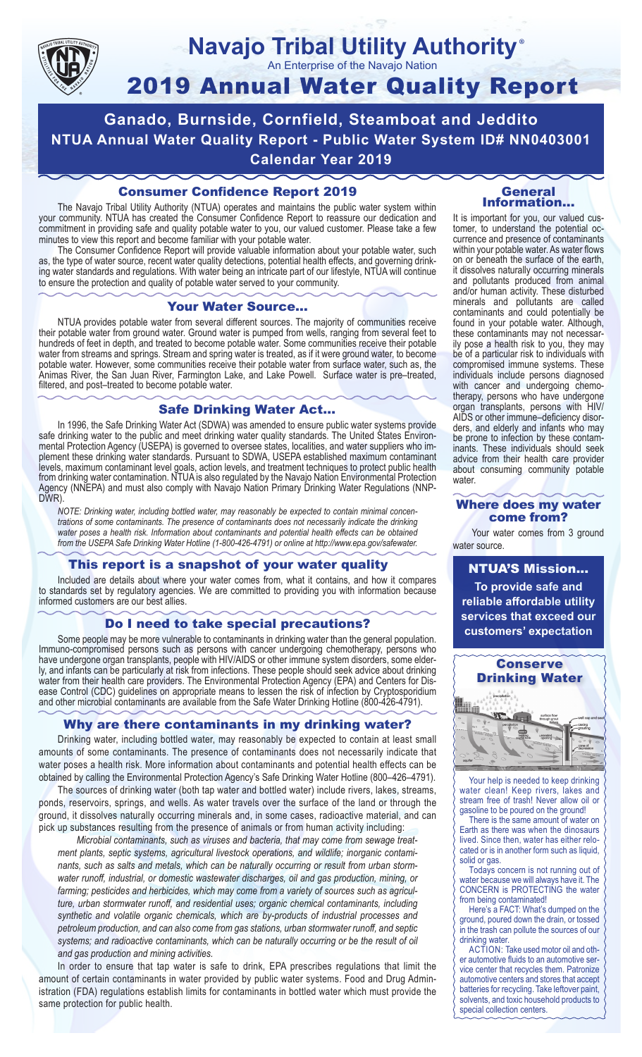# Navajo Tribal Utility Authority®

An Enterprise of the Navajo Nation

# 2019 Annual Water Quality Report

## Ganado, Burnside, Cornfield, Steamboat and Jeddito
## NTUA Annual Water Quality Report - Public Water System ID# NN0403001
## Calendar Year 2019

### Consumer Confidence Report 2019

The Navajo Tribal Utility Authority (NTUA) operates and maintains the public water system within your community. NTUA has created the Consumer Confidence Report to reassure our dedication and commitment in providing safe and quality potable water to you, our valued customer. Please take a few minutes to view this report and become familiar with your potable water.

The Consumer Confidence Report will provide valuable information about your potable water, such as, the type of water source, recent water quality detections, potential health effects, and governing drinking water standards and regulations. With water being an intricate part of our lifestyle, NTUA will continue to ensure the protection and quality of potable water served to your community.

### Your Water Source…

NTUA provides potable water from several different sources. The majority of communities receive their potable water from ground water. Ground water is pumped from wells, ranging from several feet to hundreds of feet in depth, and treated to become potable water. Some communities receive their potable water from streams and springs. Stream and spring water is treated, as if it were ground water, to become potable water. However, some communities receive their potable water from surface water, such as, the Animas River, the San Juan River, Farmington Lake, and Lake Powell. Surface water is pre–treated, filtered, and post–treated to become potable water.

### Safe Drinking Water Act…

In 1996, the Safe Drinking Water Act (SDWA) was amended to ensure public water systems provide safe drinking water to the public and meet drinking water quality standards. The United States Environmental Protection Agency (USEPA) is governed to oversee states, localities, and water suppliers who implement these drinking water standards. Pursuant to SDWA, USEPA established maximum contaminant levels, maximum contaminant level goals, action levels, and treatment techniques to protect public health from drinking water contamination. NTUA is also regulated by the Navajo Nation Environmental Protection Agency (NNEPA) and must also comply with Navajo Nation Primary Drinking Water Regulations (NNPDWR).

*NOTE: Drinking water, including bottled water, may reasonably be expected to contain minimal concentrations of some contaminants. The presence of contaminants does not necessarily indicate the drinking water poses a health risk. Information about contaminants and potential health effects can be obtained from the USEPA Safe Drinking Water Hotline (1-800-426-4791) or online at http://www.epa.gov/safewater.*

### This report is a snapshot of your water quality

Included are details about where your water comes from, what it contains, and how it compares to standards set by regulatory agencies. We are committed to providing you with information because informed customers are our best allies.

### Do I need to take special precautions?

Some people may be more vulnerable to contaminants in drinking water than the general population. Immuno-compromised persons such as persons with cancer undergoing chemotherapy, persons who have undergone organ transplants, people with HIV/AIDS or other immune system disorders, some elderly, and infants can be particularly at risk from infections. These people should seek advice about drinking water from their health care providers. The Environmental Protection Agency (EPA) and Centers for Disease Control (CDC) guidelines on appropriate means to lessen the risk of infection by Cryptosporidium and other microbial contaminants are available from the Safe Water Drinking Hotline (800-426-4791).

### Why are there contaminants in my drinking water?

Drinking water, including bottled water, may reasonably be expected to contain at least small amounts of some contaminants. The presence of contaminants does not necessarily indicate that water poses a health risk. More information about contaminants and potential health effects can be obtained by calling the Environmental Protection Agency's Safe Drinking Water Hotline (800–426–4791).

The sources of drinking water (both tap water and bottled water) include rivers, lakes, streams, ponds, reservoirs, springs, and wells. As water travels over the surface of the land or through the ground, it dissolves naturally occurring minerals and, in some cases, radioactive material, and can pick up substances resulting from the presence of animals or from human activity including:

*Microbial contaminants, such as viruses and bacteria, that may come from sewage treatment plants, septic systems, agricultural livestock operations, and wildlife; inorganic contaminants, such as salts and metals, which can be naturally occurring or result from urban stormwater runoff, industrial, or domestic wastewater discharges, oil and gas production, mining, or farming; pesticides and herbicides, which may come from a variety of sources such as agriculture, urban stormwater runoff, and residential uses; organic chemical contaminants, including synthetic and volatile organic chemicals, which are by-products of industrial processes and petroleum production, and can also come from gas stations, urban stormwater runoff, and septic systems; and radioactive contaminants, which can be naturally occurring or be the result of oil and gas production and mining activities.*

In order to ensure that tap water is safe to drink, EPA prescribes regulations that limit the amount of certain contaminants in water provided by public water systems. Food and Drug Administration (FDA) regulations establish limits for contaminants in bottled water which must provide the same protection for public health.

### General Information…

It is important for you, our valued customer, to understand the potential occurrence and presence of contaminants within your potable water. As water flows on or beneath the surface of the earth, it dissolves naturally occurring minerals and pollutants produced from animal and/or human activity. These disturbed minerals and pollutants are called contaminants and could potentially be found in your potable water. Although, these contaminants may not necessarily pose a health risk to you, they may be of a particular risk to individuals with compromised immune systems. These individuals include persons diagnosed with cancer and undergoing chemotherapy, persons who have undergone organ transplants, persons with HIV/AIDS or other immune–deficiency disorders, and elderly and infants who may be prone to infection by these contaminants. These individuals should seek advice from their health care provider about consuming community potable water.

### Where does my water come from?

Your water comes from 3 ground water source.

### NTUA'S Mission…

**To provide safe and reliable affordable utility services that exceed our customers' expectation**

### Conserve Drinking Water

Your help is needed to keep drinking water clean! Keep rivers, lakes and stream free of trash! Never allow oil or gasoline to be poured on the ground!

There is the same amount of water on Earth as there was when the dinosaurs lived. Since then, water has either relocated or is in another form such as liquid, solid or gas.

Todays concern is not running out of water because we will always have it. The CONCERN is PROTECTING the water from being contaminated!

Here's a FACT: What's dumped on the ground, poured down the drain, or tossed in the trash can pollute the sources of our drinking water.

ACTION: Take used motor oil and other automotive fluids to an automotive service center that recycles them. Patronize automotive centers and stores that accept batteries for recycling. Take leftover paint, solvents, and toxic household products to special collection centers.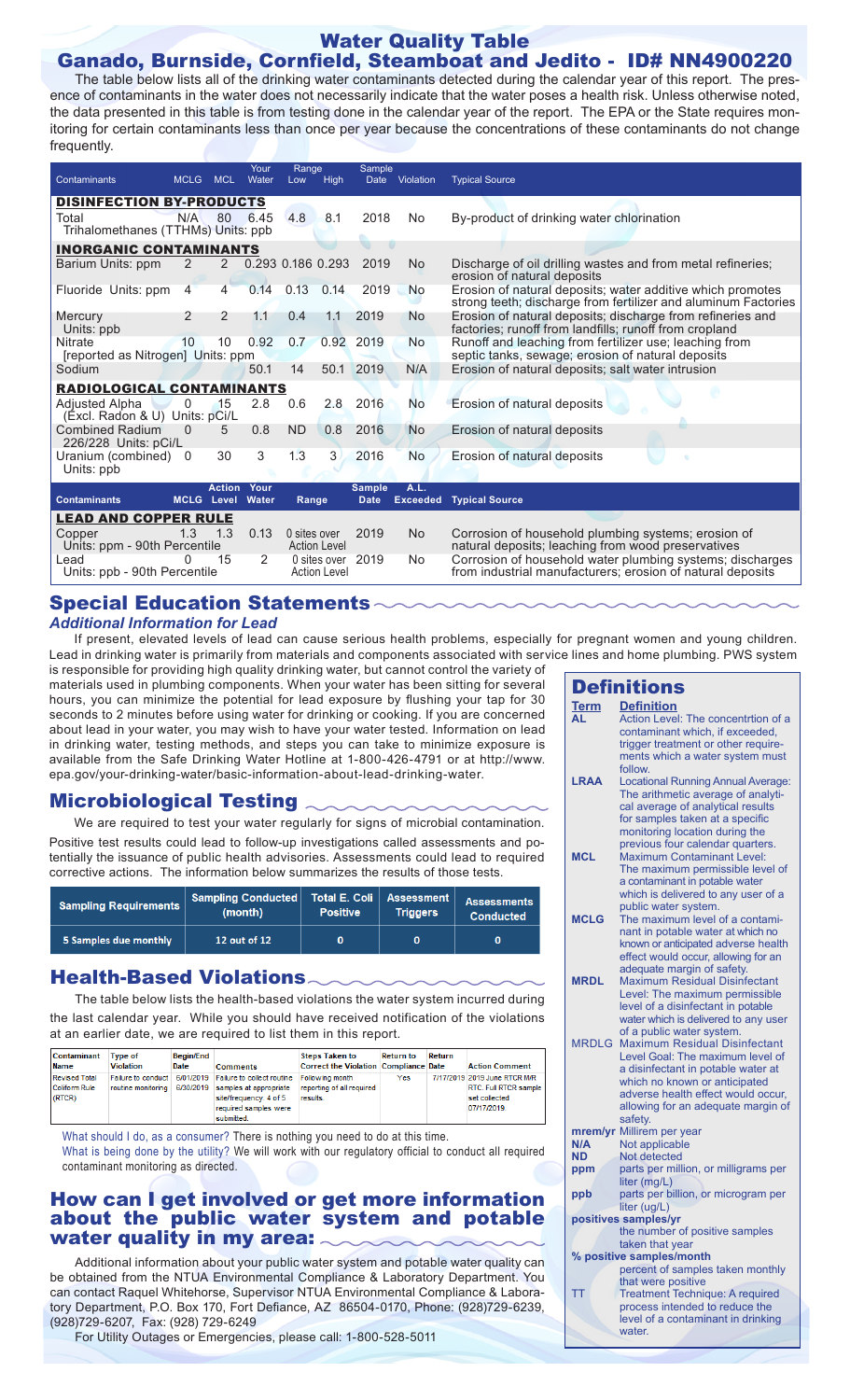# Water Quality Table

## Ganado, Burnside, Cornfield, Steamboat and Jedito - ID# NN4900220

The table below lists all of the drinking water contaminants detected during the calendar year of this report. The presence of contaminants in the water does not necessarily indicate that the water poses a health risk. Unless otherwise noted, the data presented in this table is from testing done in the calendar year of the report. The EPA or the State requires monitoring for certain contaminants less than once per year because the concentrations of these contaminants do not change frequently.

| Contaminants | MCLG | MCL | Your Water | Range Low | Range High | Sample Date | Violation | Typical Source |
|---|---|---|---|---|---|---|---|---|
| **DISINFECTION BY-PRODUCTS** | | | | | | | | |
| Total Trihalomethanes (TTHMs) Units: ppb | N/A | 80 | 6.45 | 4.8 | 8.1 | 2018 | No | By-product of drinking water chlorination |
| **INORGANIC CONTAMINANTS** | | | | | | | | |
| Barium Units: ppm | 2 | 2 | 0.293 | 0.186 | 0.293 | 2019 | No | Discharge of oil drilling wastes and from metal refineries; erosion of natural deposits |
| Fluoride Units: ppm | 4 | 4 | 0.14 | 0.13 | 0.14 | 2019 | No | Erosion of natural deposits; water additive which promotes strong teeth; discharge from fertilizer and aluminum Factories |
| Mercury Units: ppb | 2 | 2 | 1.1 | 0.4 | 1.1 | 2019 | No | Erosion of natural deposits; discharge from refineries and factories; runoff from landfills; runoff from cropland |
| Nitrate [reported as Nitrogen] Units: ppm | 10 | 10 | 0.92 | 0.7 | 0.92 | 2019 | No | Runoff and leaching from fertilizer use; leaching from septic tanks, sewage; erosion of natural deposits |
| Sodium | | | 50.1 | 14 | 50.1 | 2019 | N/A | Erosion of natural deposits; salt water intrusion |
| **RADIOLOGICAL CONTAMINANTS** | | | | | | | | |
| Adjusted Alpha (Excl. Radon & U) Units: pCi/L | 0 | 15 | 2.8 | 0.6 | 2.8 | 2016 | No | Erosion of natural deposits |
| Combined Radium 226/228 Units: pCi/L | 0 | 5 | 0.8 | ND | 0.8 | 2016 | No | Erosion of natural deposits |
| Uranium (combined) Units: ppb | 0 | 30 | 3 | 1.3 | 3 | 2016 | No | Erosion of natural deposits |

| Contaminants | MCLG | Action Level | Your Water | Range | Sample Date | A.L. Exceeded | Typical Source |
|---|---|---|---|---|---|---|---|
| **LEAD AND COPPER RULE** | | | | | | | |
| Copper Units: ppm - 90th Percentile | 1.3 | 1.3 | 0.13 | 0 sites over Action Level | 2019 | No | Corrosion of household plumbing systems; erosion of natural deposits; leaching from wood preservatives |
| Lead Units: ppb - 90th Percentile | 0 | 15 | 2 | 0 sites over Action Level | 2019 | No | Corrosion of household water plumbing systems; discharges from industrial manufacturers; erosion of natural deposits |

## Special Education Statements

### *Additional Information for Lead*

If present, elevated levels of lead can cause serious health problems, especially for pregnant women and young children. Lead in drinking water is primarily from materials and components associated with service lines and home plumbing. PWS system is responsible for providing high quality drinking water, but cannot control the variety of materials used in plumbing components. When your water has been sitting for several hours, you can minimize the potential for lead exposure by flushing your tap for 30 seconds to 2 minutes before using water for drinking or cooking. If you are concerned about lead in your water, you may wish to have your water tested. Information on lead in drinking water, testing methods, and steps you can take to minimize exposure is available from the Safe Drinking Water Hotline at 1-800-426-4791 or at http://www.epa.gov/your-drinking-water/basic-information-about-lead-drinking-water.

## Microbiological Testing

We are required to test your water regularly for signs of microbial contamination. Positive test results could lead to follow-up investigations called assessments and potentially the issuance of public health advisories. Assessments could lead to required corrective actions. The information below summarizes the results of those tests.

| Sampling Requirements | Sampling Conducted (month) | Total E. Coli Positive | Assessment Triggers | Assessments Conducted |
|---|---|---|---|---|
| 5 Samples due monthly | 12 out of 12 | 0 | 0 | 0 |

## Health-Based Violations

The table below lists the health-based violations the water system incurred during the last calendar year. While you should have received notification of the violations at an earlier date, we are required to list them in this report.

| Contaminant Name | Type of Violation | Begin/End Date | Comments | Steps Taken to Correct the Violation | Return to Compliance | Return Date | Action Comment |
|---|---|---|---|---|---|---|---|
| Revised Total Coliform Rule (RTCR) | Failure to conduct routine monitoring | 6/01/2019 6/30/2019 | Failure to collect routine samples at appropriate site/frequency. 4 of 5 required samples were submitted. | Following month reporting of all required results. | Yes | 7/17/2019 | 2019 June RTCR M/R RTC: Full RTCR sample set collected 07/17/2019 |

What should I do, as a consumer? There is nothing you need to do at this time.

What is being done by the utility? We will work with our regulatory official to conduct all required contaminant monitoring as directed.

## How can I get involved or get more information about the public water system and potable water quality in my area:

Additional information about your public water system and potable water quality can be obtained from the NTUA Environmental Compliance & Laboratory Department. You can contact Raquel Whitehorse, Supervisor NTUA Environmental Compliance & Laboratory Department, P.O. Box 170, Fort Defiance, AZ 86504-0170, Phone: (928)729-6239, (928)729-6207, Fax: (928) 729-6249

For Utility Outages or Emergencies, please call: 1-800-528-5011

## Definitions

| Term | Definition |
|---|---|
| AL | Action Level: The concentrtion of a contaminant which, if exceeded, trigger treatment or other requirements which a water system must follow. |
| LRAA | Locational Running Annual Average: The arithmetic average of analytical results for samples taken at a specific monitoring location during the previous four calendar quarters. |
| MCL | Maximum Contaminant Level: The maximum permissible level of a contaminant in potable water which is delivered to any user of a public water system. |
| MCLG | The maximum level of a contaminant in potable water at which no known or anticipated adverse health effect would occur, allowing for an adequate margin of safety. |
| MRDL | Maximum Residual Disinfectant Level: The maximum permissible level of a disinfectant in potable water which is delivered to any user of a public water system. |
| MRDLG | Maximum Residual Disinfectant Level Goal: The maximum level of a disinfectant in potable water at which no known or anticipated adverse health effect would occur, allowing for an adequate margin of safety. |
| mrem/yr | Millirem per year |
| N/A | Not applicable |
| ND | Not detected |
| ppm | parts per million, or milligrams per liter (mg/L) |
| ppb | parts per billion, or microgram per liter (ug/L) |
| positives samples/yr | the number of positive samples taken that year |
| % positive samples/month | percent of samples taken monthly that were positive |
| TT | Treatment Technique: A required process intended to reduce the level of a contaminant in drinking water. |